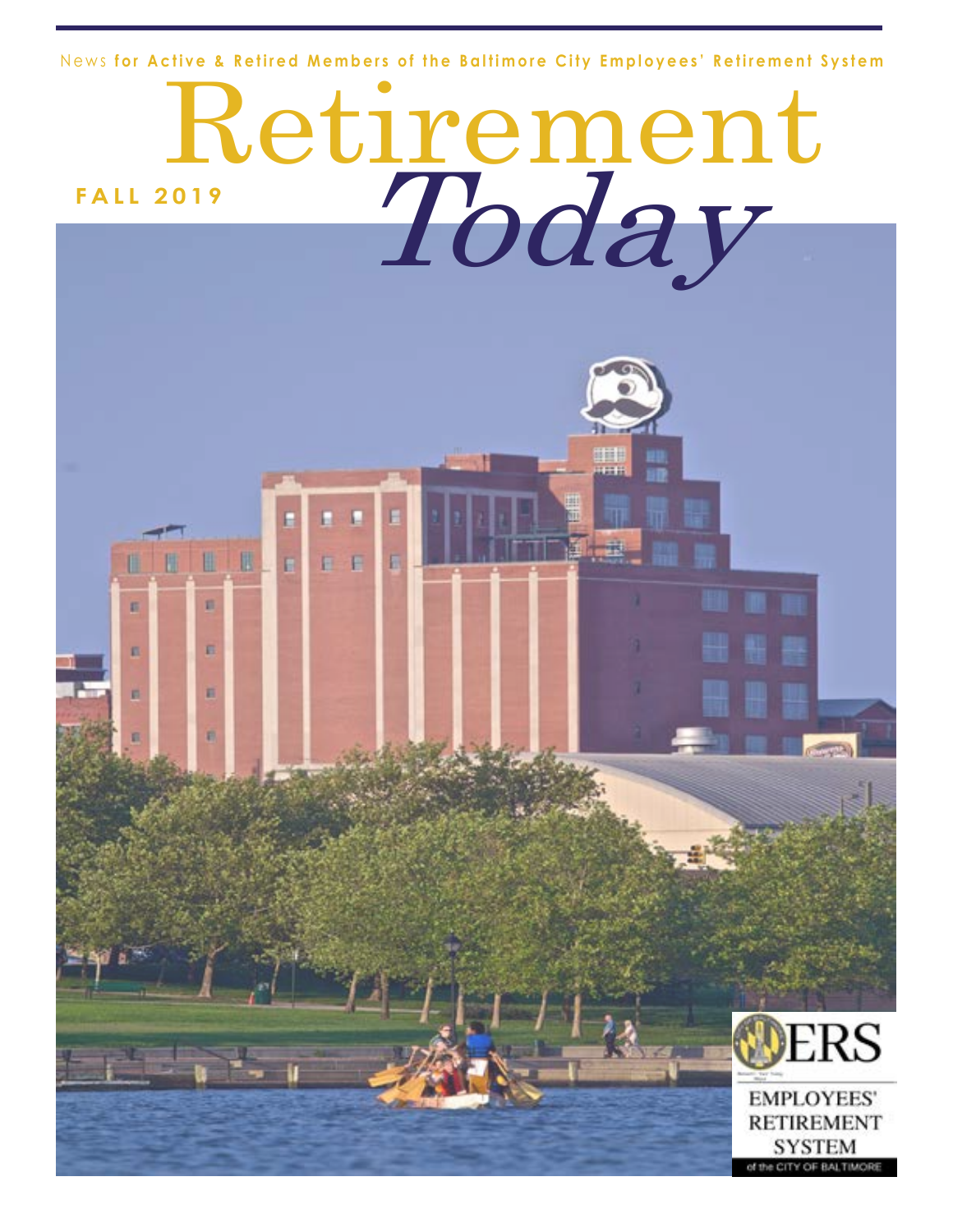News **for Active & Retired Members of the Baltimore City Employees' Retirement System**

# Retirement *Today*

**FALL 2019**

ERS

EMPLOYEES' RETIREMENT SYSTEM

of the CITY OF BALTIMORE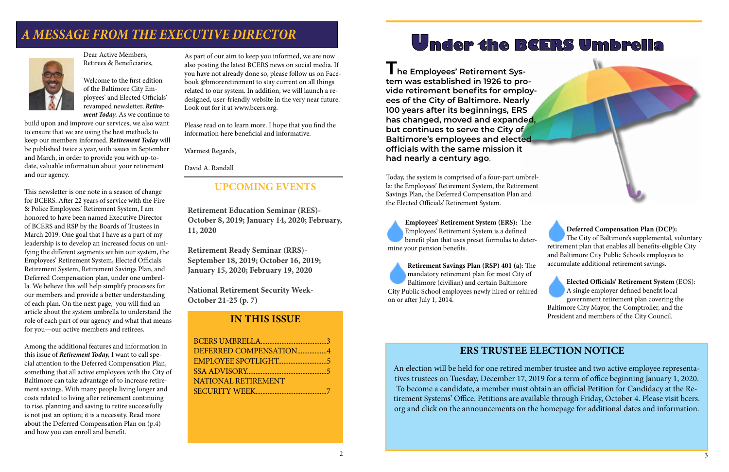# A MESSAGE FROM THE EXECUTIVE DIRECTOR

Dear Active Members, Retirees & Beneficiaries,

Welcome to the first edition of the Baltimore City Employees' and Elected Officials' revamped newsletter, ***Retirement Today.*** As we continue to build upon and improve our services, we also want to ensure that we are using the best methods to keep our members informed. ***Retirement Today*** will be published twice a year, with issues in September and March, in order to provide you with up-to-date, valuable information about your retirement and our agency.

This newsletter is one note in a season of change for BCERS. After 22 years of service with the Fire & Police Employees' Retirement System, I am honored to have been named Executive Director of BCERS and RSP by the Boards of Trustees in March 2019. One goal that I have as a part of my leadership is to develop an increased focus on unifying the different segments within our system, the Employees' Retirement System, Elected Officials Retirement System, Retirement Savings Plan, and Deferred Compensation plan, under one umbrella. We believe this will help simplify processes for our members and provide a better understanding of each plan. On the next page, you will find an article about the system umbrella to understand the role of each part of our agency and what that means for you—our active members and retirees.

Among the additional features and information in this issue of ***Retirement Today,*** I want to call special attention to the Deferred Compensation Plan, something that all active employees with the City of Baltimore can take advantage of to increase retirement savings. With many people living longer and costs related to living after retirement continuing to rise, planning and saving to retire successfully is not just an option; it is a necessity. Read more about the Deferred Compensation Plan on (p.4) and how you can enroll and benefit.

As part of our aim to keep you informed, we are now also posting the latest BCERS news on social media. If you have not already done so, please follow us on Facebook @bmoreretirement to stay current on all things related to our system. In addition, we will launch a redesigned, user-friendly website in the very near future. Look out for it at www.bcers.org.

Please read on to learn more. I hope that you find the information here beneficial and informative.

Warmest Regards,

David A. Randall

## UPCOMING EVENTS

**Retirement Education Seminar (RES)- October 8, 2019; January 14, 2020; February, 11, 2020**

**Retirement Ready Seminar (RRS)- September 18, 2019; October 16, 2019; January 15, 2020; February 19, 2020**

**National Retirement Security Week- October 21-25 (p. 7)**

## IN THIS ISSUE

BCERS UMBRELLA......................................3
DEFERRED COMPENSATION.................4
EMPLOYEE SPOTLIGHT............................5
SSA ADVISORY..............................................5
NATIONAL RETIREMENT SECURITY WEEK.........................................7

# Under the BCERS Umbrella

**The Employees' Retirement System was established in 1926 to provide retirement benefits for employees of the City of Baltimore. Nearly 100 years after its beginnings, ERS has changed, moved and expanded, but continues to serve the City of Baltimore's employees and elected officials with the same mission it had nearly a century ago**.

Today, the system is comprised of a four-part umbrella: the Employees' Retirement System, the Retirement Savings Plan, the Deferred Compensation Plan and the Elected Officials' Retirement System.

**Employees' Retirement System (ERS):** The Employees' Retirement System is a defined benefit plan that uses preset formulas to determine your pension benefits.

**Retirement Savings Plan (RSP) 401 (a)**: The mandatory retirement plan for most City of Baltimore (civilian) and certain Baltimore City Public School employees newly hired or rehired on or after July 1, 2014.

**Deferred Compensation Plan (DCP):** The City of Baltimore's supplemental, voluntary retirement plan that enables all benefits-eligible City and Baltimore City Public Schools employees to accumulate additional retirement savings.

**Elected Officials' Retirement System** (EOS): A single employer defined benefit local government retirement plan covering the Baltimore City Mayor, the Comptroller, and the President and members of the City Council.

## ERS TRUSTEE ELECTION NOTICE

An election will be held for one retired member trustee and two active employee representatives trustees on Tuesday, December 17, 2019 for a term of office beginning January 1, 2020. To become a candidate, a member must obtain an official Petition for Candidacy at the Retirement Systems' Office. Petitions are available through Friday, October 4. Please visit bcers.org and click on the announcements on the homepage for additional dates and information.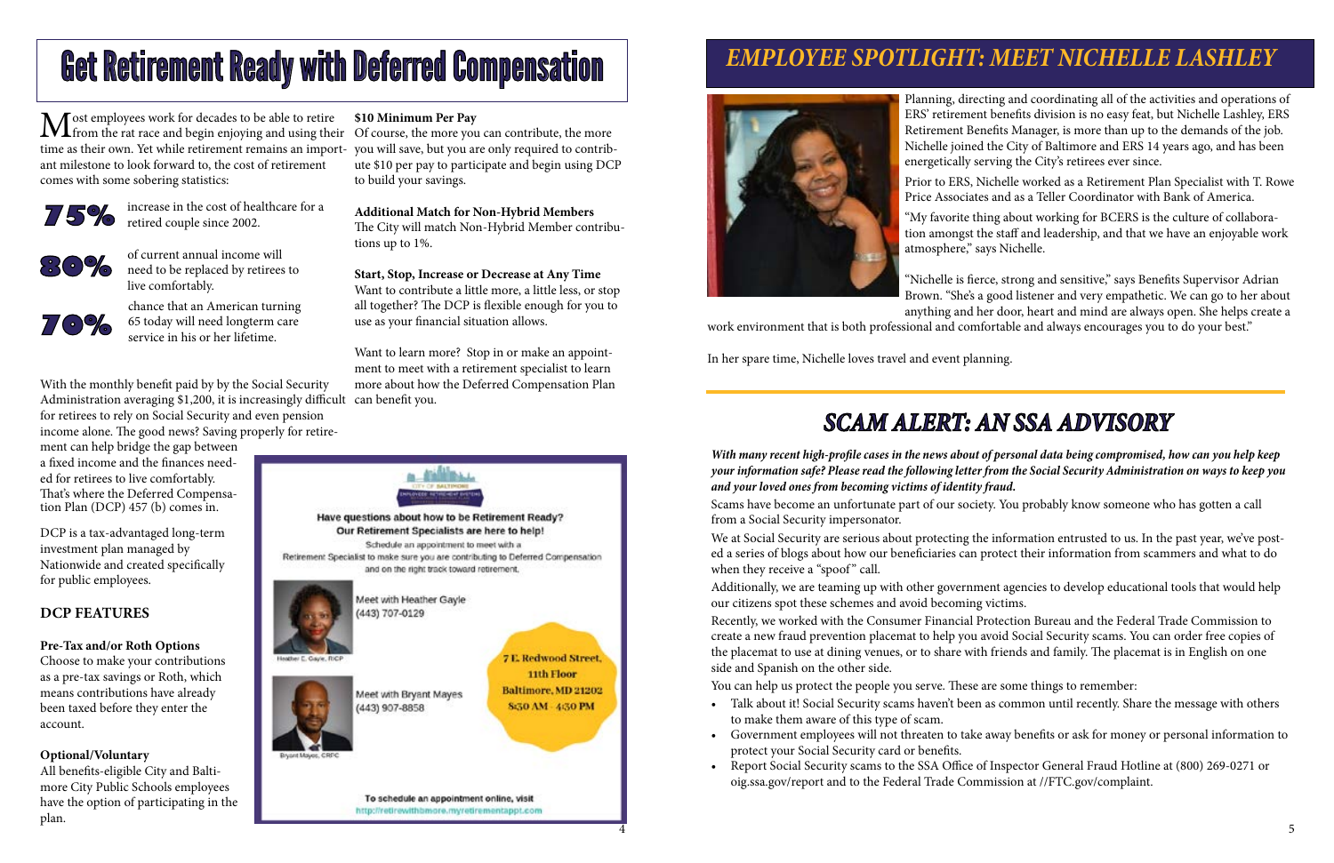# Get Retirement Ready with Deferred Compensation

Most employees work for decades to be able to retire from the rat race and begin enjoying and using their time as their own. Yet while retirement remains an important milestone to look forward to, the cost of retirement comes with some sobering statistics:

**75%** increase in the cost of healthcare for a retired couple since 2002.

**80%** of current annual income will need to be replaced by retirees to live comfortably.

**70%** chance that an American turning 65 today will need longterm care service in his or her lifetime.

With the monthly benefit paid by by the Social Security Administration averaging $1,200, it is increasingly difficult for retirees to rely on Social Security and even pension income alone. The good news? Saving properly for retirement can help bridge the gap between a fixed income and the finances needed for retirees to live comfortably. That's where the Deferred Compensation Plan (DCP) 457 (b) comes in.

DCP is a tax-advantaged long-term investment plan managed by Nationwide and created specifically for public employees.

## DCP FEATURES

**Pre-Tax and/or Roth Options**
Choose to make your contributions as a pre-tax savings or Roth, which means contributions have already been taxed before they enter the account.

**Optional/Voluntary**
All benefits-eligible City and Baltimore City Public Schools employees have the option of participating in the plan.

**$10 Minimum Per Pay**
Of course, the more you can contribute, the more you will save, but you are only required to contribute $10 per pay to participate and begin using DCP to build your savings.

**Additional Match for Non-Hybrid Members**
The City will match Non-Hybrid Member contributions up to 1%.

**Start, Stop, Increase or Decrease at Any Time**
Want to contribute a little more, a little less, or stop all together? The DCP is flexible enough for you to use as your financial situation allows.

Want to learn more? Stop in or make an appointment to meet with a retirement specialist to learn more about how the Deferred Compensation Plan can benefit you.

CITY OF BALTIMORE EMPLOYEES' RETIREMENT SYSTEM

**Have questions about how to be Retirement Ready? Our Retirement Specialists are here to help!**

Schedule an appointment to meet with a Retirement Specialist to make sure you are contributing to Deferred Compensation and on the right track toward retirement.

Meet with Heather Gayle
(443) 707-0129

Heather C. Gayle, RICP

Meet with Bryant Mayes
(443) 907-8858

Bryant Mayes, CRPC

7 E. Redwood Street, 11th Floor
Baltimore, MD 21202
8:30 AM - 4:30 PM

To schedule an appointment online, visit http://retirewithbmore.myretirementappt.com

# EMPLOYEE SPOTLIGHT: MEET NICHELLE LASHLEY

Planning, directing and coordinating all of the activities and operations of ERS' retirement benefits division is no easy feat, but Nichelle Lashley, ERS Retirement Benefits Manager, is more than up to the demands of the job. Nichelle joined the City of Baltimore and ERS 14 years ago, and has been energetically serving the City's retirees ever since.

Prior to ERS, Nichelle worked as a Retirement Plan Specialist with T. Rowe Price Associates and as a Teller Coordinator with Bank of America.

"My favorite thing about working for BCERS is the culture of collaboration amongst the staff and leadership, and that we have an enjoyable work atmosphere," says Nichelle.

"Nichelle is fierce, strong and sensitive," says Benefits Supervisor Adrian Brown. "She's a good listener and very empathetic. We can go to her about anything and her door, heart and mind are always open. She helps create a work environment that is both professional and comfortable and always encourages you to do your best."

In her spare time, Nichelle loves travel and event planning.

# SCAM ALERT: AN SSA ADVISORY

***With many recent high-profile cases in the news about of personal data being compromised, how can you help keep your information safe? Please read the following letter from the Social Security Administration on ways to keep you and your loved ones from becoming victims of identity fraud.***

Scams have become an unfortunate part of our society. You probably know someone who has gotten a call from a Social Security impersonator.

We at Social Security are serious about protecting the information entrusted to us. In the past year, we've posted a series of blogs about how our beneficiaries can protect their information from scammers and what to do when they receive a "spoof" call.

Additionally, we are teaming up with other government agencies to develop educational tools that would help our citizens spot these schemes and avoid becoming victims.

Recently, we worked with the Consumer Financial Protection Bureau and the Federal Trade Commission to create a new fraud prevention placemat to help you avoid Social Security scams. You can order free copies of the placemat to use at dining venues, or to share with friends and family. The placemat is in English on one side and Spanish on the other side.

You can help us protect the people you serve. These are some things to remember:

- Talk about it! Social Security scams haven't been as common until recently. Share the message with others to make them aware of this type of scam.
- Government employees will not threaten to take away benefits or ask for money or personal information to protect your Social Security card or benefits.
- Report Social Security scams to the SSA Office of Inspector General Fraud Hotline at (800) 269-0271 or oig.ssa.gov/report and to the Federal Trade Commission at //FTC.gov/complaint.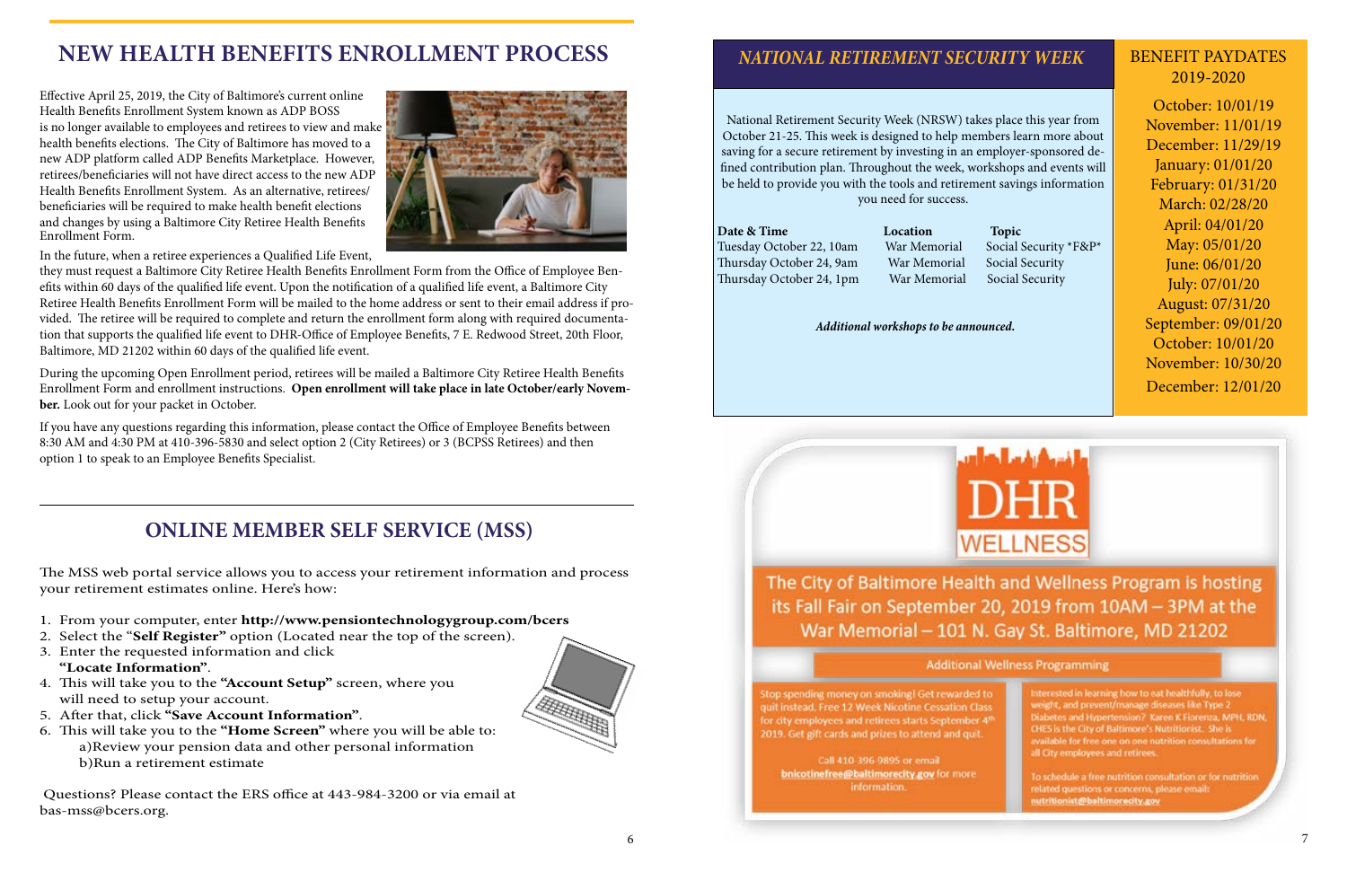# NEW HEALTH BENEFITS ENROLLMENT PROCESS

Effective April 25, 2019, the City of Baltimore's current online Health Benefits Enrollment System known as ADP BOSS is no longer available to employees and retirees to view and make health benefits elections. The City of Baltimore has moved to a new ADP platform called ADP Benefits Marketplace. However, retirees/beneficiaries will not have direct access to the new ADP Health Benefits Enrollment System. As an alternative, retirees/beneficiaries will be required to make health benefit elections and changes by using a Baltimore City Retiree Health Benefits Enrollment Form.

In the future, when a retiree experiences a Qualified Life Event, they must request a Baltimore City Retiree Health Benefits Enrollment Form from the Office of Employee Benefits within 60 days of the qualified life event. Upon the notification of a qualified life event, a Baltimore City Retiree Health Benefits Enrollment Form will be mailed to the home address or sent to their email address if provided. The retiree will be required to complete and return the enrollment form along with required documentation that supports the qualified life event to DHR-Office of Employee Benefits, 7 E. Redwood Street, 20th Floor, Baltimore, MD 21202 within 60 days of the qualified life event.

During the upcoming Open Enrollment period, retirees will be mailed a Baltimore City Retiree Health Benefits Enrollment Form and enrollment instructions. **Open enrollment will take place in late October/early November.** Look out for your packet in October.

If you have any questions regarding this information, please contact the Office of Employee Benefits between 8:30 AM and 4:30 PM at 410-396-5830 and select option 2 (City Retirees) or 3 (BCPSS Retirees) and then option 1 to speak to an Employee Benefits Specialist.

# ONLINE MEMBER SELF SERVICE (MSS)

The MSS web portal service allows you to access your retirement information and process your retirement estimates online. Here's how:

1. From your computer, enter **http://www.pensiontechnologygroup.com/bcers**
2. Select the "**Self Register"** option (Located near the top of the screen).
3. Enter the requested information and click **"Locate Information"**.
4. This will take you to the **"Account Setup"** screen, where you will need to setup your account.
5. After that, click **"Save Account Information"**.
6. This will take you to the **"Home Screen"** where you will be able to:
   a)Review your pension data and other personal information
   b)Run a retirement estimate

Questions? Please contact the ERS office at 443-984-3200 or via email at bas-mss@bcers.org.

## *NATIONAL RETIREMENT SECURITY WEEK*

National Retirement Security Week (NRSW) takes place this year from October 21-25. This week is designed to help members learn more about saving for a secure retirement by investing in an employer-sponsored defined contribution plan. Throughout the week, workshops and events will be held to provide you with the tools and retirement savings information you need for success.

| Date & Time | Location | Topic |
|---|---|---|
| Tuesday October 22, 10am | War Memorial | Social Security *F&P* |
| Thursday October 24, 9am | War Memorial | Social Security |
| Thursday October 24, 1pm | War Memorial | Social Security |

***Additional workshops to be announced.***

## BENEFIT PAYDATES 2019-2020

October: 10/01/19
November: 11/01/19
December: 11/29/19
January: 01/01/20
February: 01/31/20
March: 02/28/20
April: 04/01/20
May: 05/01/20
June: 06/01/20
July: 07/01/20
August: 07/31/20
September: 09/01/20
October: 10/01/20
November: 10/30/20
December: 12/01/20

DHR WELLNESS

The City of Baltimore Health and Wellness Program is hosting its Fall Fair on September 20, 2019 from 10AM – 3PM at the War Memorial – 101 N. Gay St. Baltimore, MD 21202

Additional Wellness Programming

Stop spending money on smoking! Get rewarded to quit instead. Free 12 Week Nicotine Cessation Class for city employees and retirees starts September 4th 2019. Get gift cards and prizes to attend and quit.

Call 410-396-9895 or email **bnicotinefree@baltimorecity.gov** for more information.

Interested in learning how to eat healthfully, to lose weight, and prevent/manage diseases like Type 2 Diabetes and Hypertension? Karen K Fiorenza, MPH, RDN, CHES is the City of Baltimore's Nutritionist. She is available for free one on one nutrition consultations for all City employees and retirees.

To schedule a free nutrition consultation or for nutrition related questions or concerns, please email: **nutritionist@baltimorecity.gov**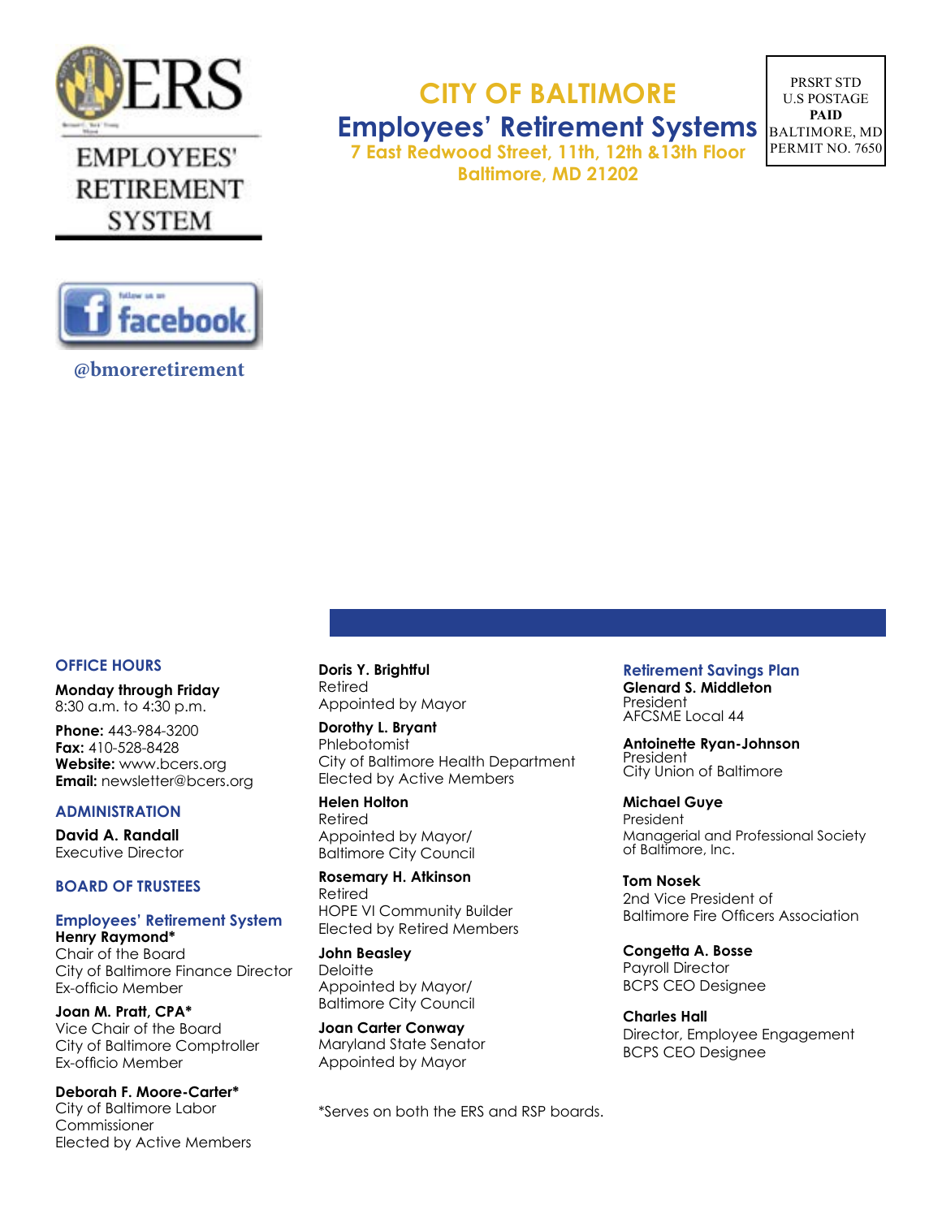EMPLOYEES' RETIREMENT SYSTEM

# CITY OF BALTIMORE

## Employees' Retirement Systems

7 East Redwood Street, 11th, 12th &13th Floor
Baltimore, MD 21202

PRSRT STD
U.S POSTAGE
**PAID**
BALTIMORE, MD
PERMIT NO. 7650

follow us on facebook

@bmoreretirement

### OFFICE HOURS

**Monday through Friday**
8:30 a.m. to 4:30 p.m.

**Phone:** 443-984-3200
**Fax:** 410-528-8428
**Website:** www.bcers.org
**Email:** newsletter@bcers.org

### ADMINISTRATION

**David A. Randall**
Executive Director

### BOARD OF TRUSTEES

#### Employees' Retirement System

**Henry Raymond***
Chair of the Board
City of Baltimore Finance Director
Ex-officio Member

**Joan M. Pratt, CPA***
Vice Chair of the Board
City of Baltimore Comptroller
Ex-officio Member

**Deborah F. Moore-Carter***
City of Baltimore Labor Commissioner
Elected by Active Members

**Doris Y. Brightful**
Retired
Appointed by Mayor

**Dorothy L. Bryant**
Phlebotomist
City of Baltimore Health Department
Elected by Active Members

**Helen Holton**
Retired
Appointed by Mayor/
Baltimore City Council

**Rosemary H. Atkinson**
Retired
HOPE VI Community Builder
Elected by Retired Members

**John Beasley**
Deloitte
Appointed by Mayor/
Baltimore City Council

**Joan Carter Conway**
Maryland State Senator
Appointed by Mayor

*Serves on both the ERS and RSP boards.

#### Retirement Savings Plan

**Glenard S. Middleton**
President
AFCSME Local 44

**Antoinette Ryan-Johnson**
President
City Union of Baltimore

**Michael Guye**
President
Managerial and Professional Society of Baltimore, Inc.

**Tom Nosek**
2nd Vice President of
Baltimore Fire Officers Association

**Congetta A. Bosse**
Payroll Director
BCPS CEO Designee

**Charles Hall**
Director, Employee Engagement
BCPS CEO Designee